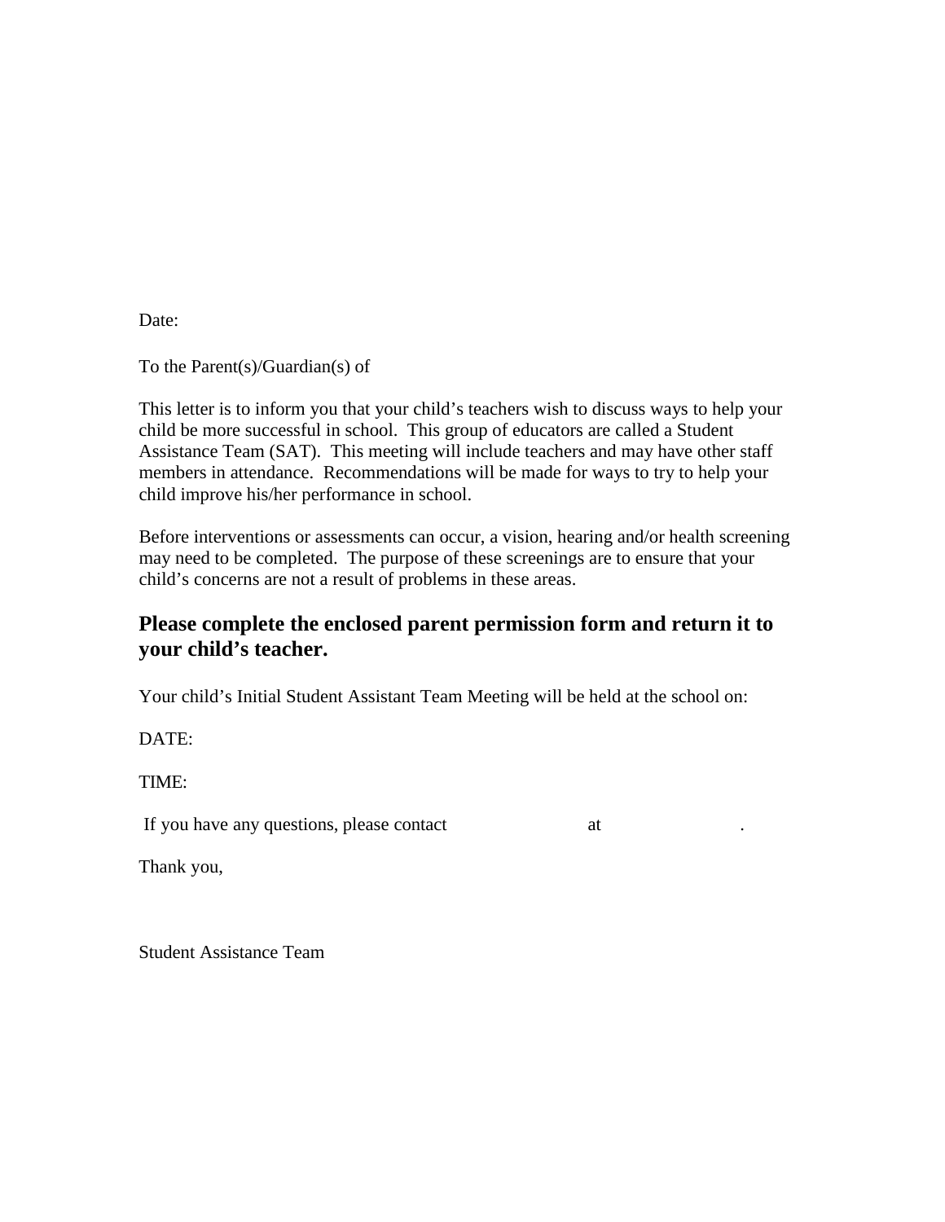Date:

To the Parent(s)/Guardian(s) of

This letter is to inform you that your child's teachers wish to discuss ways to help your child be more successful in school. This group of educators are called a Student Assistance Team (SAT). This meeting will include teachers and may have other staff members in attendance. Recommendations will be made for ways to try to help your child improve his/her performance in school.

Before interventions or assessments can occur, a vision, hearing and/or health screening may need to be completed. The purpose of these screenings are to ensure that your child's concerns are not a result of problems in these areas.

**Please complete the enclosed parent permission form and return it to your child's teacher.**

Your child's Initial Student Assistant Team Meeting will be held at the school on:

DATE:

TIME:

If you have any questions, please contact                    at                    .

Thank you,

Student Assistance Team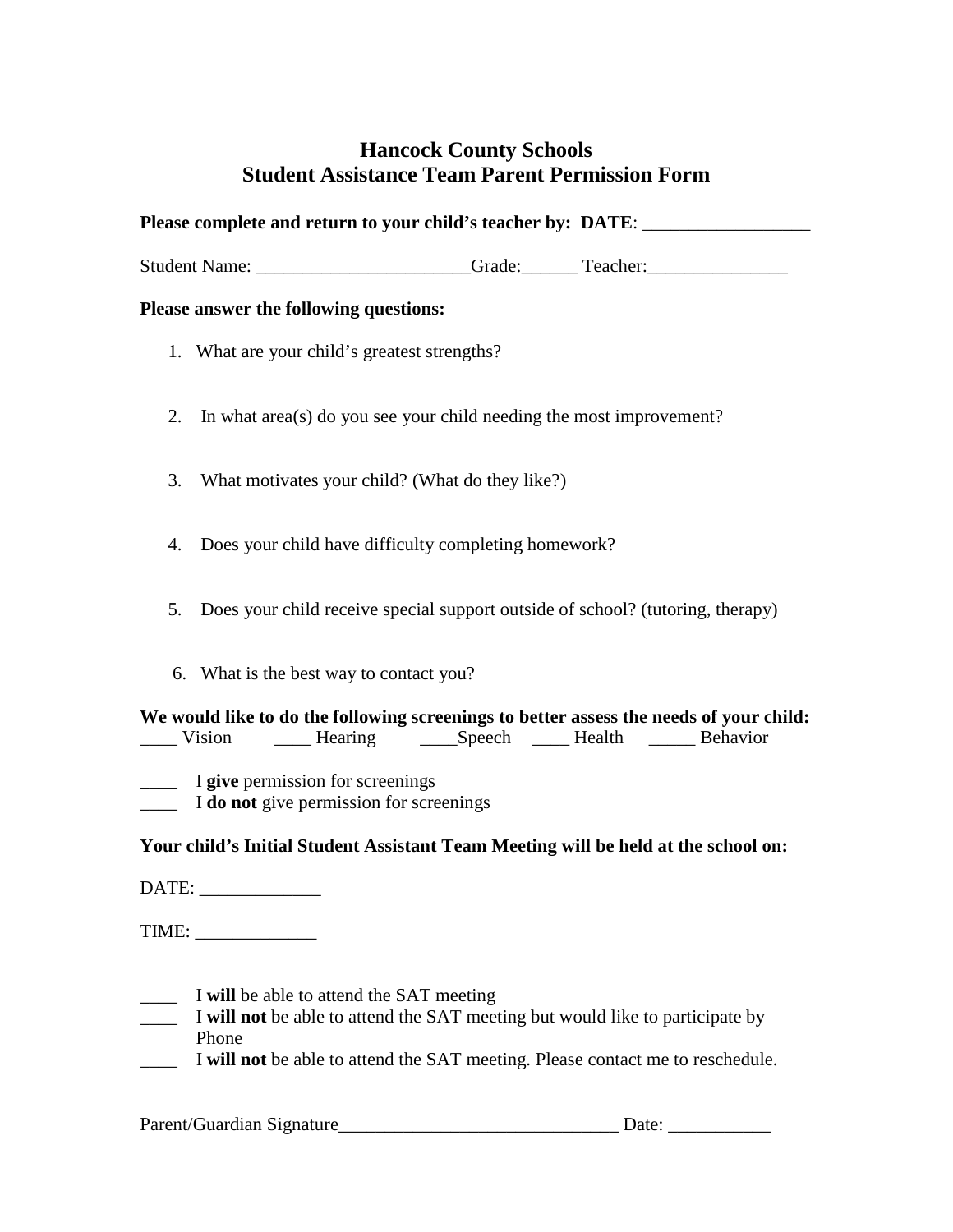# Hancock County Schools
## Student Assistance Team Parent Permission Form

**Please complete and return to your child's teacher by: DATE**: __________________

Student Name: _______________________Grade:______ Teacher:_______________

**Please answer the following questions:**

1. What are your child's greatest strengths?

2. In what area(s) do you see your child needing the most improvement?

3. What motivates your child? (What do they like?)

4. Does your child have difficulty completing homework?

5. Does your child receive special support outside of school? (tutoring, therapy)

6. What is the best way to contact you?

**We would like to do the following screenings to better assess the needs of your child:**
____ Vision ____ Hearing ____Speech ____ Health _____ Behavior

____ I **give** permission for screenings
____ I **do not** give permission for screenings

**Your child's Initial Student Assistant Team Meeting will be held at the school on:**

DATE: _____________

TIME: _____________

____ I **will** be able to attend the SAT meeting
____ I **will not** be able to attend the SAT meeting but would like to participate by Phone
____ I **will not** be able to attend the SAT meeting. Please contact me to reschedule.

Parent/Guardian Signature______________________________ Date: ___________